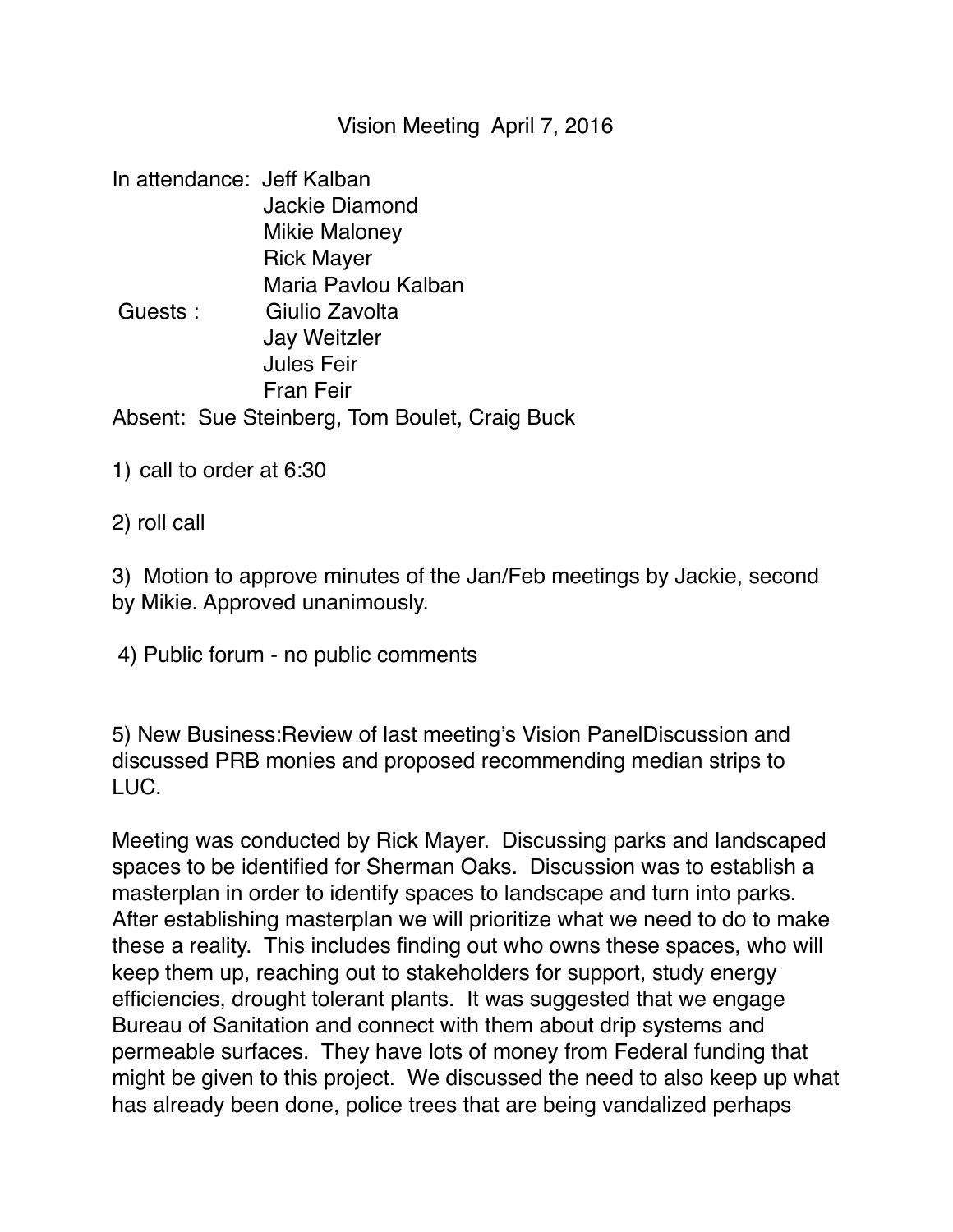# Vision Meeting April 7, 2016

In attendance: Jeff Kalban
Jackie Diamond
Mikie Maloney
Rick Mayer
Maria Pavlou Kalban

Guests : Giulio Zavolta
Jay Weitzler
Jules Feir
Fran Feir

Absent: Sue Steinberg, Tom Boulet, Craig Buck

1) call to order at 6:30

2) roll call

3) Motion to approve minutes of the Jan/Feb meetings by Jackie, second by Mikie. Approved unanimously.

4) Public forum - no public comments

5) New Business:Review of last meeting's Vision PanelDiscussion and discussed PRB monies and proposed recommending median strips to LUC.

Meeting was conducted by Rick Mayer. Discussing parks and landscaped spaces to be identified for Sherman Oaks. Discussion was to establish a masterplan in order to identify spaces to landscape and turn into parks. After establishing masterplan we will prioritize what we need to do to make these a reality. This includes finding out who owns these spaces, who will keep them up, reaching out to stakeholders for support, study energy efficiencies, drought tolerant plants. It was suggested that we engage Bureau of Sanitation and connect with them about drip systems and permeable surfaces. They have lots of money from Federal funding that might be given to this project. We discussed the need to also keep up what has already been done, police trees that are being vandalized perhaps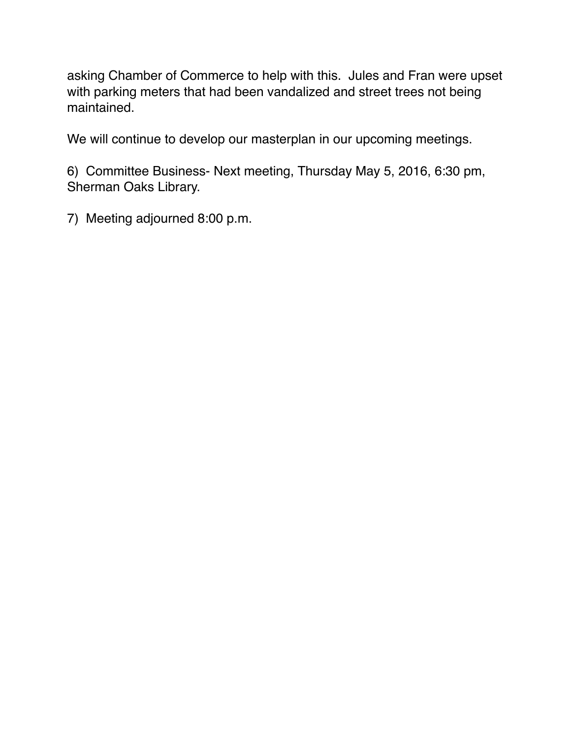asking Chamber of Commerce to help with this. Jules and Fran were upset with parking meters that had been vandalized and street trees not being maintained.

We will continue to develop our masterplan in our upcoming meetings.

6) Committee Business- Next meeting, Thursday May 5, 2016, 6:30 pm, Sherman Oaks Library.

7) Meeting adjourned 8:00 p.m.